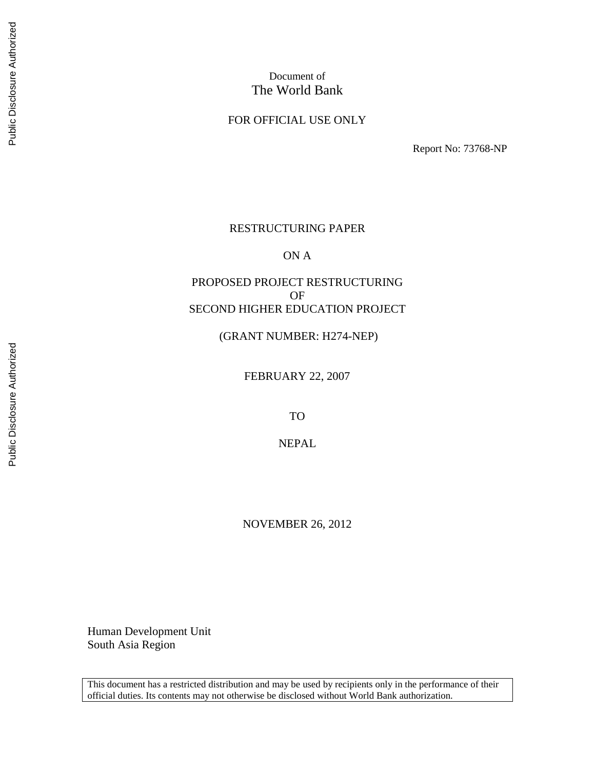Document of
The World Bank

FOR OFFICIAL USE ONLY

Report No: 73768-NP

RESTRUCTURING PAPER

ON A

PROPOSED PROJECT RESTRUCTURING
OF
SECOND HIGHER EDUCATION PROJECT

(GRANT NUMBER: H274-NEP)

FEBRUARY 22, 2007

TO

NEPAL

NOVEMBER 26, 2012

Human Development Unit
South Asia Region

This document has a restricted distribution and may be used by recipients only in the performance of their official duties. Its contents may not otherwise be disclosed without World Bank authorization.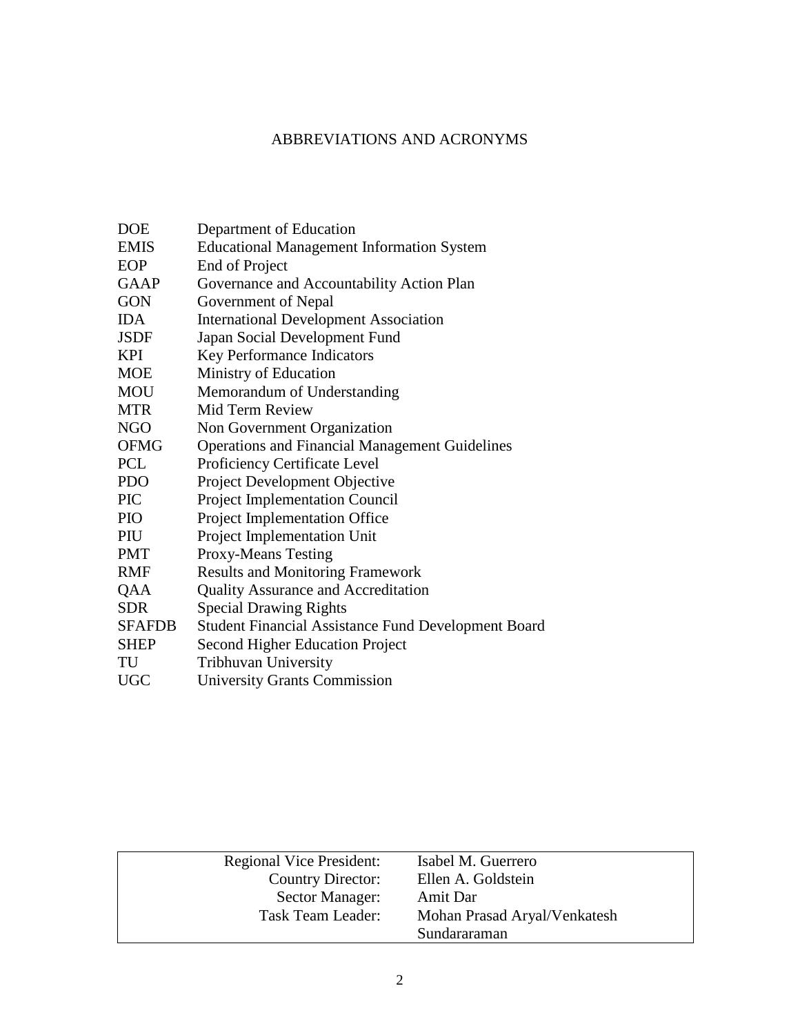## ABBREVIATIONS AND ACRONYMS

| | |
|---|---|
| DOE | Department of Education |
| EMIS | Educational Management Information System |
| EOP | End of Project |
| GAAP | Governance and Accountability Action Plan |
| GON | Government of Nepal |
| IDA | International Development Association |
| JSDF | Japan Social Development Fund |
| KPI | Key Performance Indicators |
| MOE | Ministry of Education |
| MOU | Memorandum of Understanding |
| MTR | Mid Term Review |
| NGO | Non Government Organization |
| OFMG | Operations and Financial Management Guidelines |
| PCL | Proficiency Certificate Level |
| PDO | Project Development Objective |
| PIC | Project Implementation Council |
| PIO | Project Implementation Office |
| PIU | Project Implementation Unit |
| PMT | Proxy-Means Testing |
| RMF | Results and Monitoring Framework |
| QAA | Quality Assurance and Accreditation |
| SDR | Special Drawing Rights |
| SFAFDB | Student Financial Assistance Fund Development Board |
| SHEP | Second Higher Education Project |
| TU | Tribhuvan University |
| UGC | University Grants Commission |

| | |
|---|---|
| Regional Vice President: | Isabel M. Guerrero |
| Country Director: | Ellen A. Goldstein |
| Sector Manager: | Amit Dar |
| Task Team Leader: | Mohan Prasad Aryal/Venkatesh Sundararaman |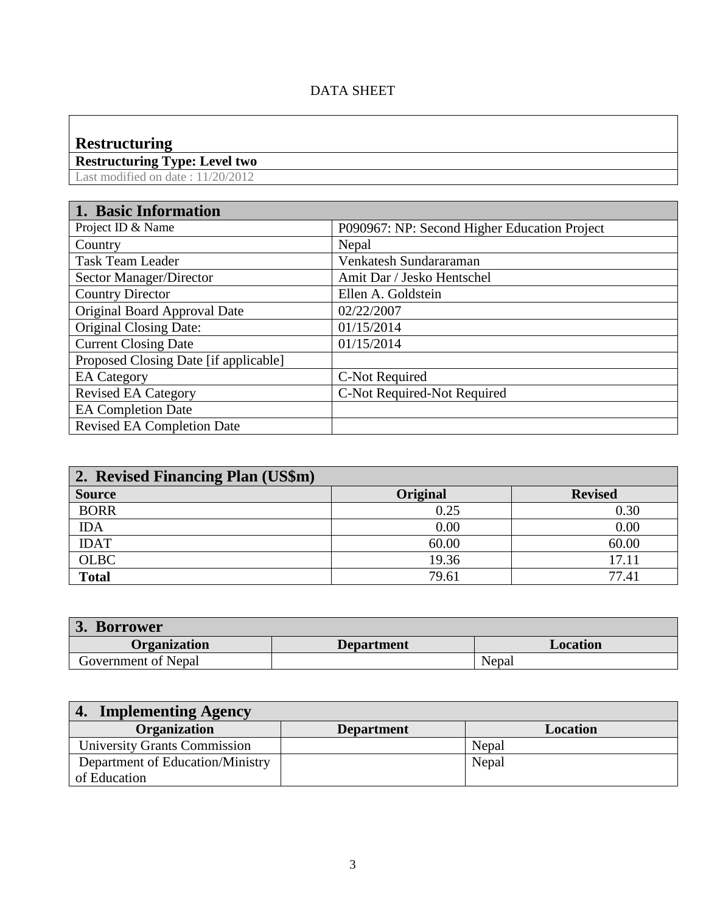DATA SHEET

## Restructuring

**Restructuring Type: Level two**

Last modified on date : 11/20/2012

| **1. Basic Information** | |
|---|---|
| Project ID & Name | P090967: NP: Second Higher Education Project |
| Country | Nepal |
| Task Team Leader | Venkatesh Sundararaman |
| Sector Manager/Director | Amit Dar / Jesko Hentschel |
| Country Director | Ellen A. Goldstein |
| Original Board Approval Date | 02/22/2007 |
| Original Closing Date: | 01/15/2014 |
| Current Closing Date | 01/15/2014 |
| Proposed Closing Date [if applicable] | |
| EA Category | C-Not Required |
| Revised EA Category | C-Not Required-Not Required |
| EA Completion Date | |
| Revised EA Completion Date | |

| **2. Revised Financing Plan (US$m)** | | |
|---|---|---|
| **Source** | **Original** | **Revised** |
| BORR | 0.25 | 0.30 |
| IDA | 0.00 | 0.00 |
| IDAT | 60.00 | 60.00 |
| OLBC | 19.36 | 17.11 |
| **Total** | 79.61 | 77.41 |

| **3. Borrower** | | |
|---|---|---|
| **Organization** | **Department** | **Location** |
| Government of Nepal | | Nepal |

| **4. Implementing Agency** | | |
|---|---|---|
| **Organization** | **Department** | **Location** |
| University Grants Commission | | Nepal |
| Department of Education/Ministry of Education | | Nepal |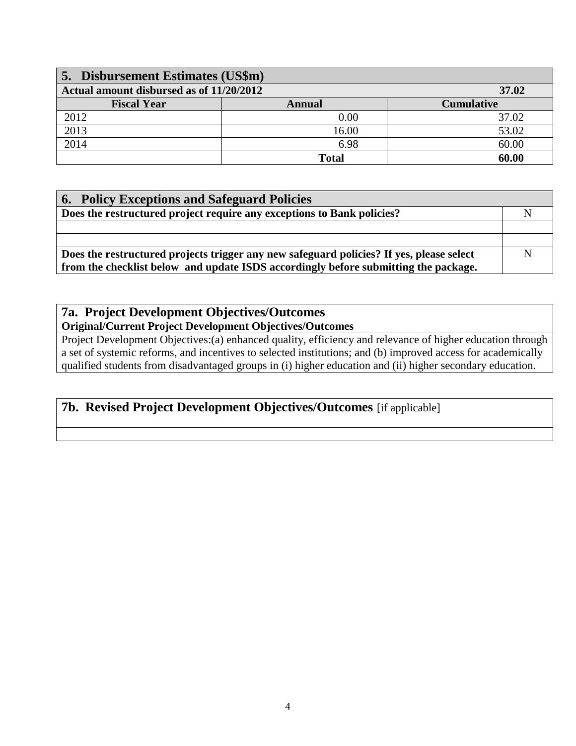## 5. Disbursement Estimates (US$m)

| Actual amount disbursed as of 11/20/2012 | | 37.02 |
|---|---|---|
| **Fiscal Year** | **Annual** | **Cumulative** |
| 2012 | 0.00 | 37.02 |
| 2013 | 16.00 | 53.02 |
| 2014 | 6.98 | 60.00 |
| | **Total** | **60.00** |

## 6. Policy Exceptions and Safeguard Policies

| | |
|---|---|
| **Does the restructured project require any exceptions to Bank policies?** | N |
| | |
| | |
| **Does the restructured projects trigger any new safeguard policies? If yes, please select from the checklist below and update ISDS accordingly before submitting the package.** | N |

## 7a. Project Development Objectives/Outcomes

**Original/Current Project Development Objectives/Outcomes**

Project Development Objectives:(a) enhanced quality, efficiency and relevance of higher education through a set of systemic reforms, and incentives to selected institutions; and (b) improved access for academically qualified students from disadvantaged groups in (i) higher education and (ii) higher secondary education.

## 7b. Revised Project Development Objectives/Outcomes [if applicable]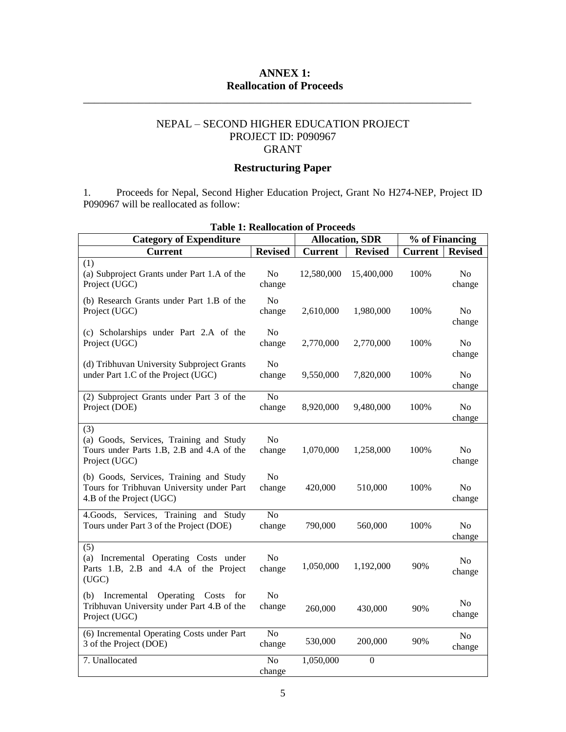**ANNEX 1:**
**Reallocation of Proceeds**

---

NEPAL – SECOND HIGHER EDUCATION PROJECT
PROJECT ID: P090967
GRANT

## Restructuring Paper

1. Proceeds for Nepal, Second Higher Education Project, Grant No H274-NEP, Project ID P090967 will be reallocated as follow:

**Table 1: Reallocation of Proceeds**

| Category of Expenditure | | Allocation, SDR | | % of Financing | |
|---|---|---|---|---|---|
| **Current** | **Revised** | **Current** | **Revised** | **Current** | **Revised** |
| (1) (a) Subproject Grants under Part 1.A of the Project (UGC) | No change | 12,580,000 | 15,400,000 | 100% | No change |
| (b) Research Grants under Part 1.B of the Project (UGC) | No change | 2,610,000 | 1,980,000 | 100% | No change |
| (c) Scholarships under Part 2.A of the Project (UGC) | No change | 2,770,000 | 2,770,000 | 100% | No change |
| (d) Tribhuvan University Subproject Grants under Part 1.C of the Project (UGC) | No change | 9,550,000 | 7,820,000 | 100% | No change |
| (2) Subproject Grants under Part 3 of the Project (DOE) | No change | 8,920,000 | 9,480,000 | 100% | No change |
| (3) (a) Goods, Services, Training and Study Tours under Parts 1.B, 2.B and 4.A of the Project (UGC) | No change | 1,070,000 | 1,258,000 | 100% | No change |
| (b) Goods, Services, Training and Study Tours for Tribhuvan University under Part 4.B of the Project (UGC) | No change | 420,000 | 510,000 | 100% | No change |
| 4.Goods, Services, Training and Study Tours under Part 3 of the Project (DOE) | No change | 790,000 | 560,000 | 100% | No change |
| (5) (a) Incremental Operating Costs under Parts 1.B, 2.B and 4.A of the Project (UGC) | No change | 1,050,000 | 1,192,000 | 90% | No change |
| (b) Incremental Operating Costs for Tribhuvan University under Part 4.B of the Project (UGC) | No change | 260,000 | 430,000 | 90% | No change |
| (6) Incremental Operating Costs under Part 3 of the Project (DOE) | No change | 530,000 | 200,000 | 90% | No change |
| 7. Unallocated | No change | 1,050,000 | 0 | | |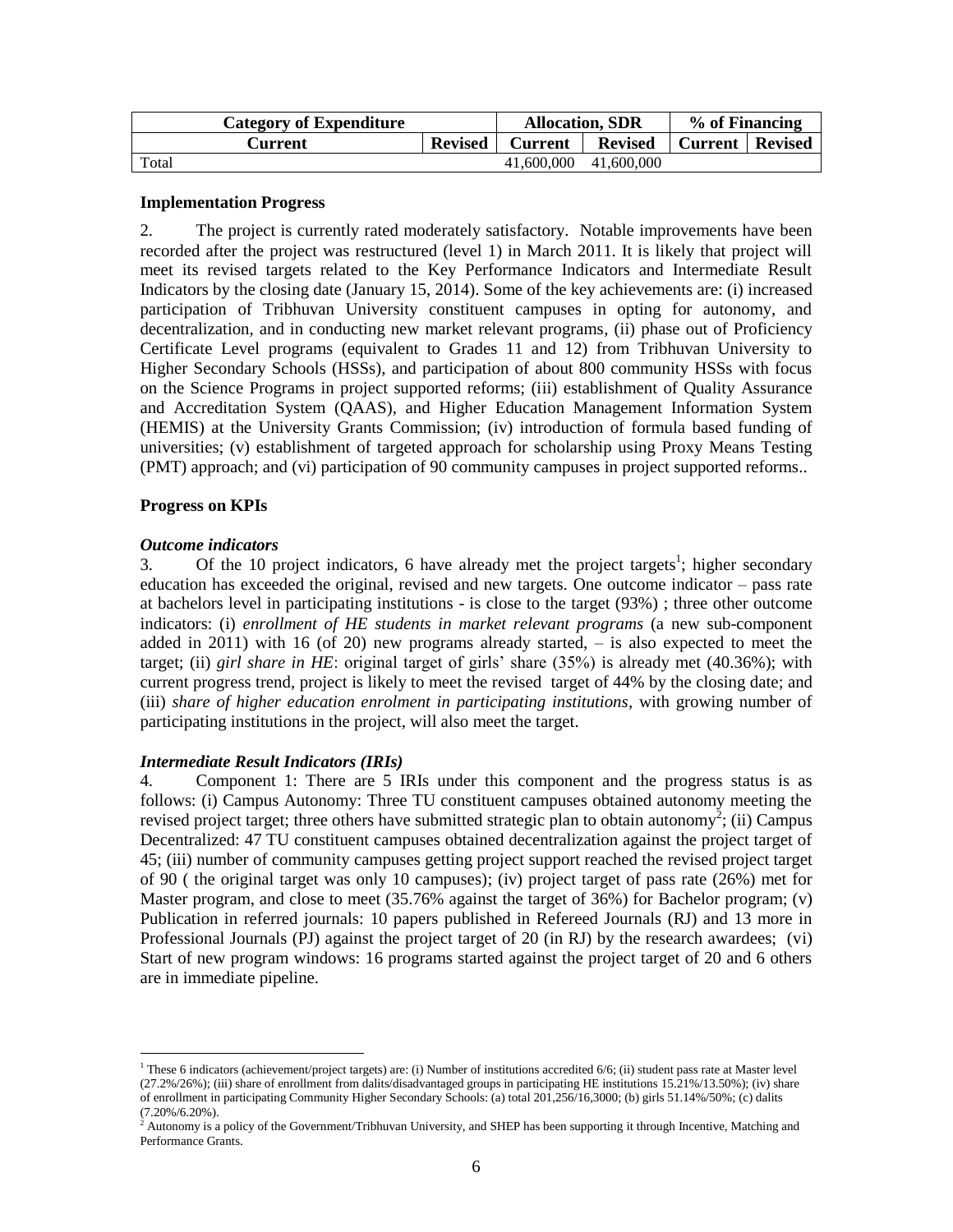| Category of Expenditure | | Allocation, SDR | | % of Financing | |
|---|---|---|---|---|---|
| Current | Revised | Current | Revised | Current | Revised |
| Total | | 41,600,000 | 41,600,000 | | |

**Implementation Progress**

2. The project is currently rated moderately satisfactory. Notable improvements have been recorded after the project was restructured (level 1) in March 2011. It is likely that project will meet its revised targets related to the Key Performance Indicators and Intermediate Result Indicators by the closing date (January 15, 2014). Some of the key achievements are: (i) increased participation of Tribhuvan University constituent campuses in opting for autonomy, and decentralization, and in conducting new market relevant programs, (ii) phase out of Proficiency Certificate Level programs (equivalent to Grades 11 and 12) from Tribhuvan University to Higher Secondary Schools (HSSs), and participation of about 800 community HSSs with focus on the Science Programs in project supported reforms; (iii) establishment of Quality Assurance and Accreditation System (QAAS), and Higher Education Management Information System (HEMIS) at the University Grants Commission; (iv) introduction of formula based funding of universities; (v) establishment of targeted approach for scholarship using Proxy Means Testing (PMT) approach; and (vi) participation of 90 community campuses in project supported reforms..

**Progress on KPIs**

***Outcome indicators***

3. Of the 10 project indicators, 6 have already met the project targets[1]; higher secondary education has exceeded the original, revised and new targets. One outcome indicator – pass rate at bachelors level in participating institutions - is close to the target (93%) ; three other outcome indicators: (i) *enrollment of HE students in market relevant programs* (a new sub-component added in 2011) with 16 (of 20) new programs already started, – is also expected to meet the target; (ii) *girl share in HE*: original target of girls' share (35%) is already met (40.36%); with current progress trend, project is likely to meet the revised target of 44% by the closing date; and (iii) *share of higher education enrolment in participating institutions*, with growing number of participating institutions in the project, will also meet the target.

***Intermediate Result Indicators (IRIs)***

4. Component 1: There are 5 IRIs under this component and the progress status is as follows: (i) Campus Autonomy: Three TU constituent campuses obtained autonomy meeting the revised project target; three others have submitted strategic plan to obtain autonomy[2]; (ii) Campus Decentralized: 47 TU constituent campuses obtained decentralization against the project target of 45; (iii) number of community campuses getting project support reached the revised project target of 90 ( the original target was only 10 campuses); (iv) project target of pass rate (26%) met for Master program, and close to meet (35.76% against the target of 36%) for Bachelor program; (v) Publication in referred journals: 10 papers published in Refereed Journals (RJ) and 13 more in Professional Journals (PJ) against the project target of 20 (in RJ) by the research awardees; (vi) Start of new program windows: 16 programs started against the project target of 20 and 6 others are in immediate pipeline.

---

[1] These 6 indicators (achievement/project targets) are: (i) Number of institutions accredited 6/6; (ii) student pass rate at Master level (27.2%/26%); (iii) share of enrollment from dalits/disadvantaged groups in participating HE institutions 15.21%/13.50%); (iv) share of enrollment in participating Community Higher Secondary Schools: (a) total 201,256/16,3000; (b) girls 51.14%/50%; (c) dalits (7.20%/6.20%).

[2] Autonomy is a policy of the Government/Tribhuvan University, and SHEP has been supporting it through Incentive, Matching and Performance Grants.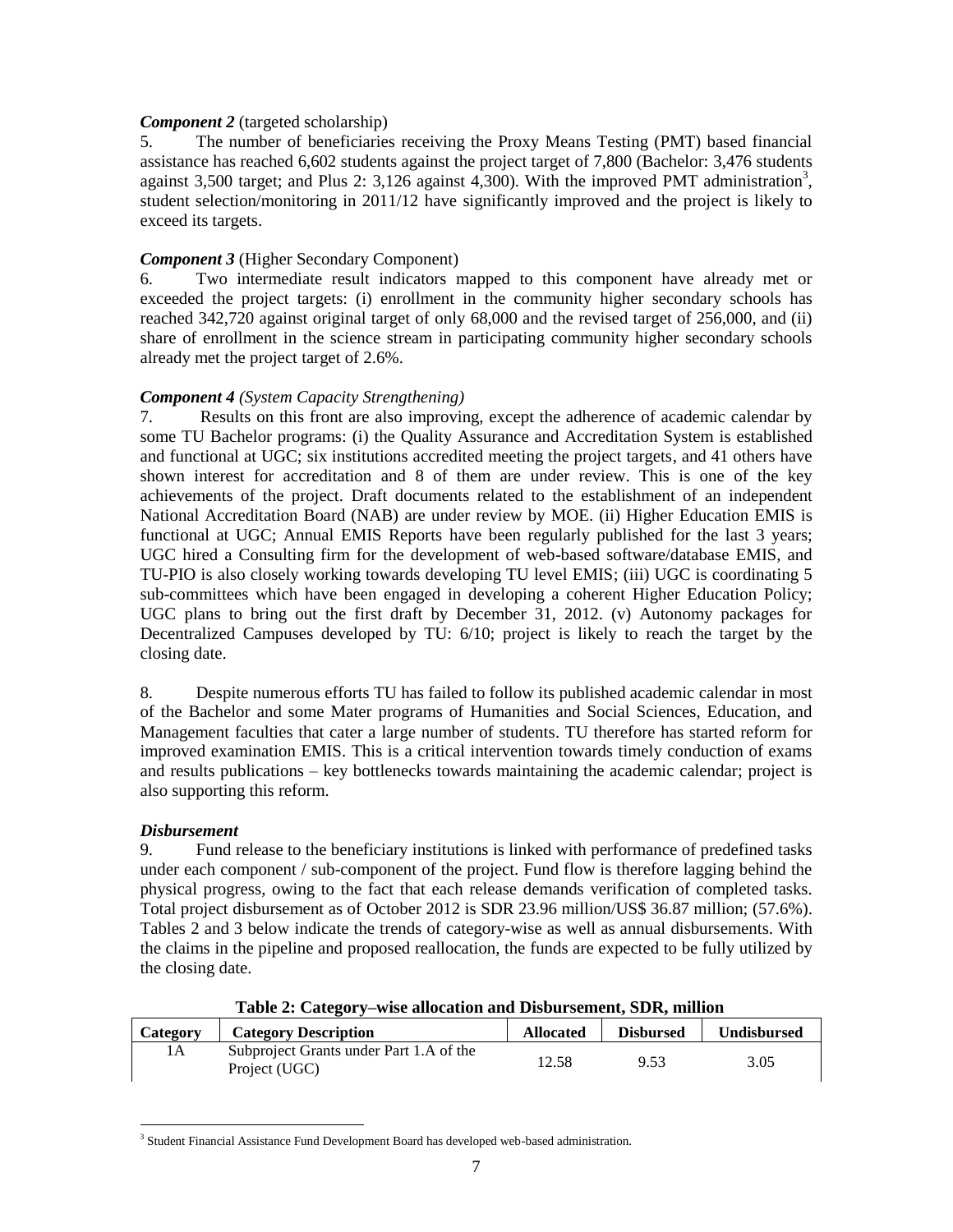***Component 2*** (targeted scholarship)

5. The number of beneficiaries receiving the Proxy Means Testing (PMT) based financial assistance has reached 6,602 students against the project target of 7,800 (Bachelor: 3,476 students against 3,500 target; and Plus 2: 3,126 against 4,300). With the improved PMT administration[3], student selection/monitoring in 2011/12 have significantly improved and the project is likely to exceed its targets.

***Component 3*** (Higher Secondary Component)

6. Two intermediate result indicators mapped to this component have already met or exceeded the project targets: (i) enrollment in the community higher secondary schools has reached 342,720 against original target of only 68,000 and the revised target of 256,000, and (ii) share of enrollment in the science stream in participating community higher secondary schools already met the project target of 2.6%.

***Component 4** (System Capacity Strengthening)*

7. Results on this front are also improving, except the adherence of academic calendar by some TU Bachelor programs: (i) the Quality Assurance and Accreditation System is established and functional at UGC; six institutions accredited meeting the project targets, and 41 others have shown interest for accreditation and 8 of them are under review. This is one of the key achievements of the project. Draft documents related to the establishment of an independent National Accreditation Board (NAB) are under review by MOE. (ii) Higher Education EMIS is functional at UGC; Annual EMIS Reports have been regularly published for the last 3 years; UGC hired a Consulting firm for the development of web-based software/database EMIS, and TU-PIO is also closely working towards developing TU level EMIS; (iii) UGC is coordinating 5 sub-committees which have been engaged in developing a coherent Higher Education Policy; UGC plans to bring out the first draft by December 31, 2012. (v) Autonomy packages for Decentralized Campuses developed by TU: 6/10; project is likely to reach the target by the closing date.

8. Despite numerous efforts TU has failed to follow its published academic calendar in most of the Bachelor and some Mater programs of Humanities and Social Sciences, Education, and Management faculties that cater a large number of students. TU therefore has started reform for improved examination EMIS. This is a critical intervention towards timely conduction of exams and results publications – key bottlenecks towards maintaining the academic calendar; project is also supporting this reform.

***Disbursement***

9. Fund release to the beneficiary institutions is linked with performance of predefined tasks under each component / sub-component of the project. Fund flow is therefore lagging behind the physical progress, owing to the fact that each release demands verification of completed tasks. Total project disbursement as of October 2012 is SDR 23.96 million/US$ 36.87 million; (57.6%). Tables 2 and 3 below indicate the trends of category-wise as well as annual disbursements. With the claims in the pipeline and proposed reallocation, the funds are expected to be fully utilized by the closing date.

**Table 2: Category–wise allocation and Disbursement, SDR, million**

| Category | Category Description | Allocated | Disbursed | Undisbursed |
|---|---|---|---|---|
| 1A | Subproject Grants under Part 1.A of the Project (UGC) | 12.58 | 9.53 | 3.05 |

[3] Student Financial Assistance Fund Development Board has developed web-based administration.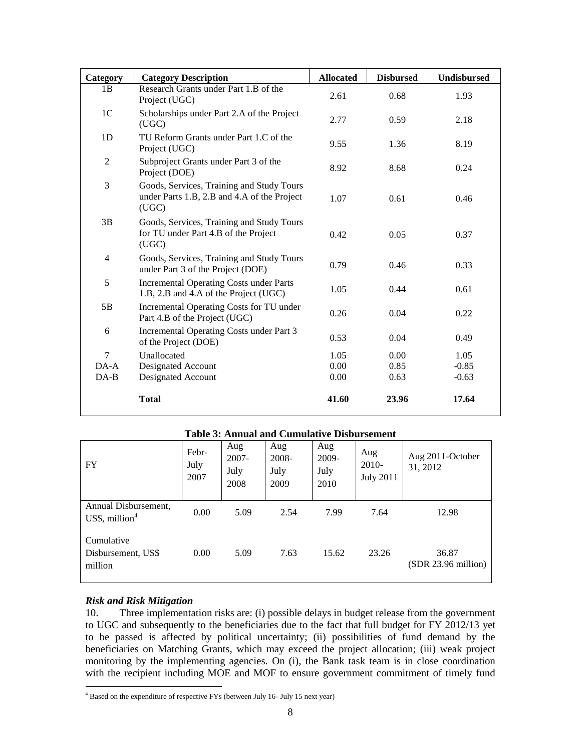| Category | Category Description | Allocated | Disbursed | Undisbursed |
|---|---|---|---|---|
| 1B | Research Grants under Part 1.B of the Project (UGC) | 2.61 | 0.68 | 1.93 |
| 1C | Scholarships under Part 2.A of the Project (UGC) | 2.77 | 0.59 | 2.18 |
| 1D | TU Reform Grants under Part 1.C of the Project (UGC) | 9.55 | 1.36 | 8.19 |
| 2 | Subproject Grants under Part 3 of the Project (DOE) | 8.92 | 8.68 | 0.24 |
| 3 | Goods, Services, Training and Study Tours under Parts 1.B, 2.B and 4.A of the Project (UGC) | 1.07 | 0.61 | 0.46 |
| 3B | Goods, Services, Training and Study Tours for TU under Part 4.B of the Project (UGC) | 0.42 | 0.05 | 0.37 |
| 4 | Goods, Services, Training and Study Tours under Part 3 of the Project (DOE) | 0.79 | 0.46 | 0.33 |
| 5 | Incremental Operating Costs under Parts 1.B, 2.B and 4.A of the Project (UGC) | 1.05 | 0.44 | 0.61 |
| 5B | Incremental Operating Costs for TU under Part 4.B of the Project (UGC) | 0.26 | 0.04 | 0.22 |
| 6 | Incremental Operating Costs under Part 3 of the Project (DOE) | 0.53 | 0.04 | 0.49 |
| 7 | Unallocated | 1.05 | 0.00 | 1.05 |
| DA-A | Designated Account | 0.00 | 0.85 | -0.85 |
| DA-B | Designated Account | 0.00 | 0.63 | -0.63 |
| | **Total** | **41.60** | **23.96** | **17.64** |

**Table 3: Annual and Cumulative Disbursement**

| FY | Febr-July 2007 | Aug 2007-July 2008 | Aug 2008-July 2009 | Aug 2009-July 2010 | Aug 2010-July 2011 | Aug 2011-October 31, 2012 |
|---|---|---|---|---|---|---|
| Annual Disbursement, US$, million[4] | 0.00 | 5.09 | 2.54 | 7.99 | 7.64 | 12.98 |
| Cumulative Disbursement, US$ million | 0.00 | 5.09 | 7.63 | 15.62 | 23.26 | 36.87 (SDR 23.96 million) |

### *Risk and Risk Mitigation*

10. Three implementation risks are: (i) possible delays in budget release from the government to UGC and subsequently to the beneficiaries due to the fact that full budget for FY 2012/13 yet to be passed is affected by political uncertainty; (ii) possibilities of fund demand by the beneficiaries on Matching Grants, which may exceed the project allocation; (iii) weak project monitoring by the implementing agencies. On (i), the Bank task team is in close coordination with the recipient including MOE and MOF to ensure government commitment of timely fund

[4] Based on the expenditure of respective FYs (between July 16- July 15 next year)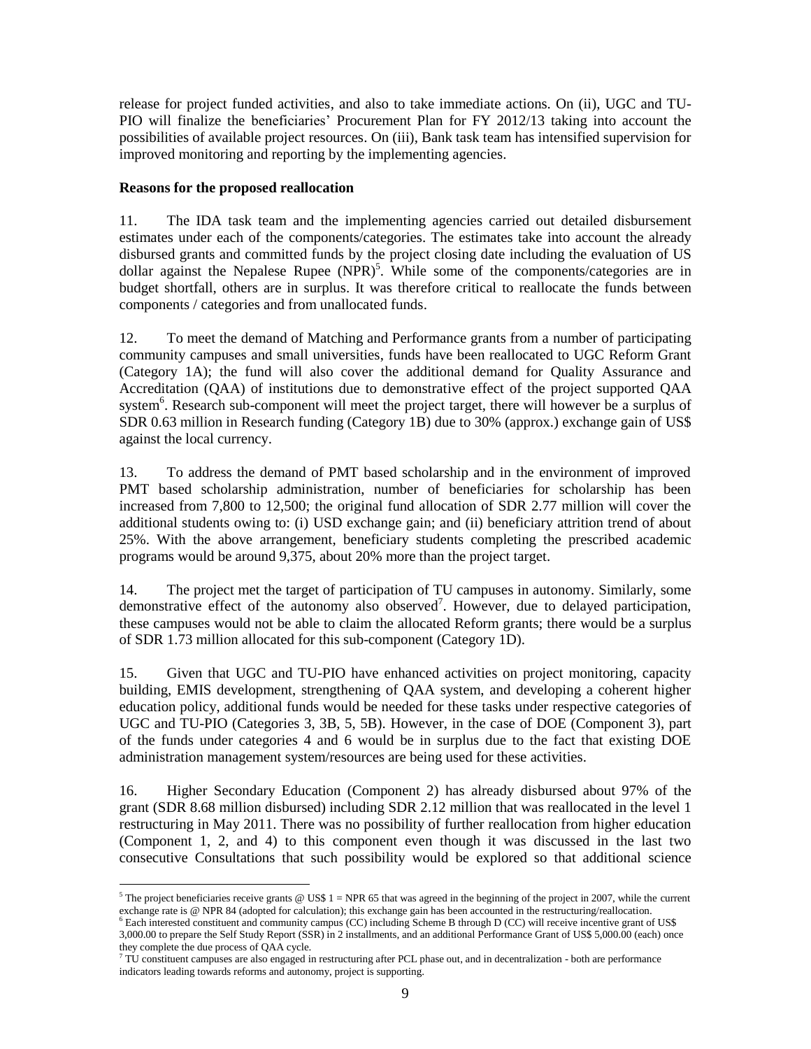release for project funded activities, and also to take immediate actions. On (ii), UGC and TU-PIO will finalize the beneficiaries' Procurement Plan for FY 2012/13 taking into account the possibilities of available project resources. On (iii), Bank task team has intensified supervision for improved monitoring and reporting by the implementing agencies.

**Reasons for the proposed reallocation**

11. The IDA task team and the implementing agencies carried out detailed disbursement estimates under each of the components/categories. The estimates take into account the already disbursed grants and committed funds by the project closing date including the evaluation of US dollar against the Nepalese Rupee (NPR)[5]. While some of the components/categories are in budget shortfall, others are in surplus. It was therefore critical to reallocate the funds between components / categories and from unallocated funds.

12. To meet the demand of Matching and Performance grants from a number of participating community campuses and small universities, funds have been reallocated to UGC Reform Grant (Category 1A); the fund will also cover the additional demand for Quality Assurance and Accreditation (QAA) of institutions due to demonstrative effect of the project supported QAA system[6]. Research sub-component will meet the project target, there will however be a surplus of SDR 0.63 million in Research funding (Category 1B) due to 30% (approx.) exchange gain of US$ against the local currency.

13. To address the demand of PMT based scholarship and in the environment of improved PMT based scholarship administration, number of beneficiaries for scholarship has been increased from 7,800 to 12,500; the original fund allocation of SDR 2.77 million will cover the additional students owing to: (i) USD exchange gain; and (ii) beneficiary attrition trend of about 25%. With the above arrangement, beneficiary students completing the prescribed academic programs would be around 9,375, about 20% more than the project target.

14. The project met the target of participation of TU campuses in autonomy. Similarly, some demonstrative effect of the autonomy also observed[7]. However, due to delayed participation, these campuses would not be able to claim the allocated Reform grants; there would be a surplus of SDR 1.73 million allocated for this sub-component (Category 1D).

15. Given that UGC and TU-PIO have enhanced activities on project monitoring, capacity building, EMIS development, strengthening of QAA system, and developing a coherent higher education policy, additional funds would be needed for these tasks under respective categories of UGC and TU-PIO (Categories 3, 3B, 5, 5B). However, in the case of DOE (Component 3), part of the funds under categories 4 and 6 would be in surplus due to the fact that existing DOE administration management system/resources are being used for these activities.

16. Higher Secondary Education (Component 2) has already disbursed about 97% of the grant (SDR 8.68 million disbursed) including SDR 2.12 million that was reallocated in the level 1 restructuring in May 2011. There was no possibility of further reallocation from higher education (Component 1, 2, and 4) to this component even though it was discussed in the last two consecutive Consultations that such possibility would be explored so that additional science

---

[5] The project beneficiaries receive grants @ US$ 1 = NPR 65 that was agreed in the beginning of the project in 2007, while the current exchange rate is @ NPR 84 (adopted for calculation); this exchange gain has been accounted in the restructuring/reallocation.

[6] Each interested constituent and community campus (CC) including Scheme B through D (CC) will receive incentive grant of US$ 3,000.00 to prepare the Self Study Report (SSR) in 2 installments, and an additional Performance Grant of US$ 5,000.00 (each) once they complete the due process of QAA cycle.

[7] TU constituent campuses are also engaged in restructuring after PCL phase out, and in decentralization - both are performance indicators leading towards reforms and autonomy, project is supporting.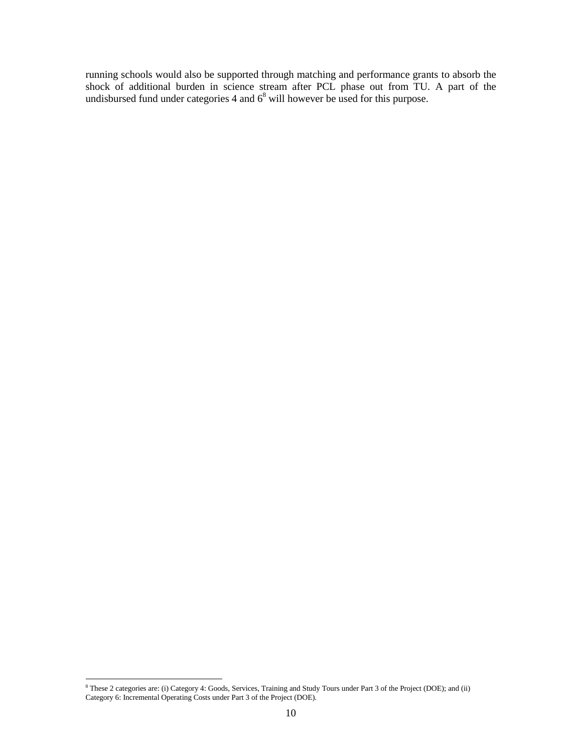running schools would also be supported through matching and performance grants to absorb the shock of additional burden in science stream after PCL phase out from TU. A part of the undisbursed fund under categories 4 and 6[8] will however be used for this purpose.

[8] These 2 categories are: (i) Category 4: Goods, Services, Training and Study Tours under Part 3 of the Project (DOE); and (ii) Category 6: Incremental Operating Costs under Part 3 of the Project (DOE).